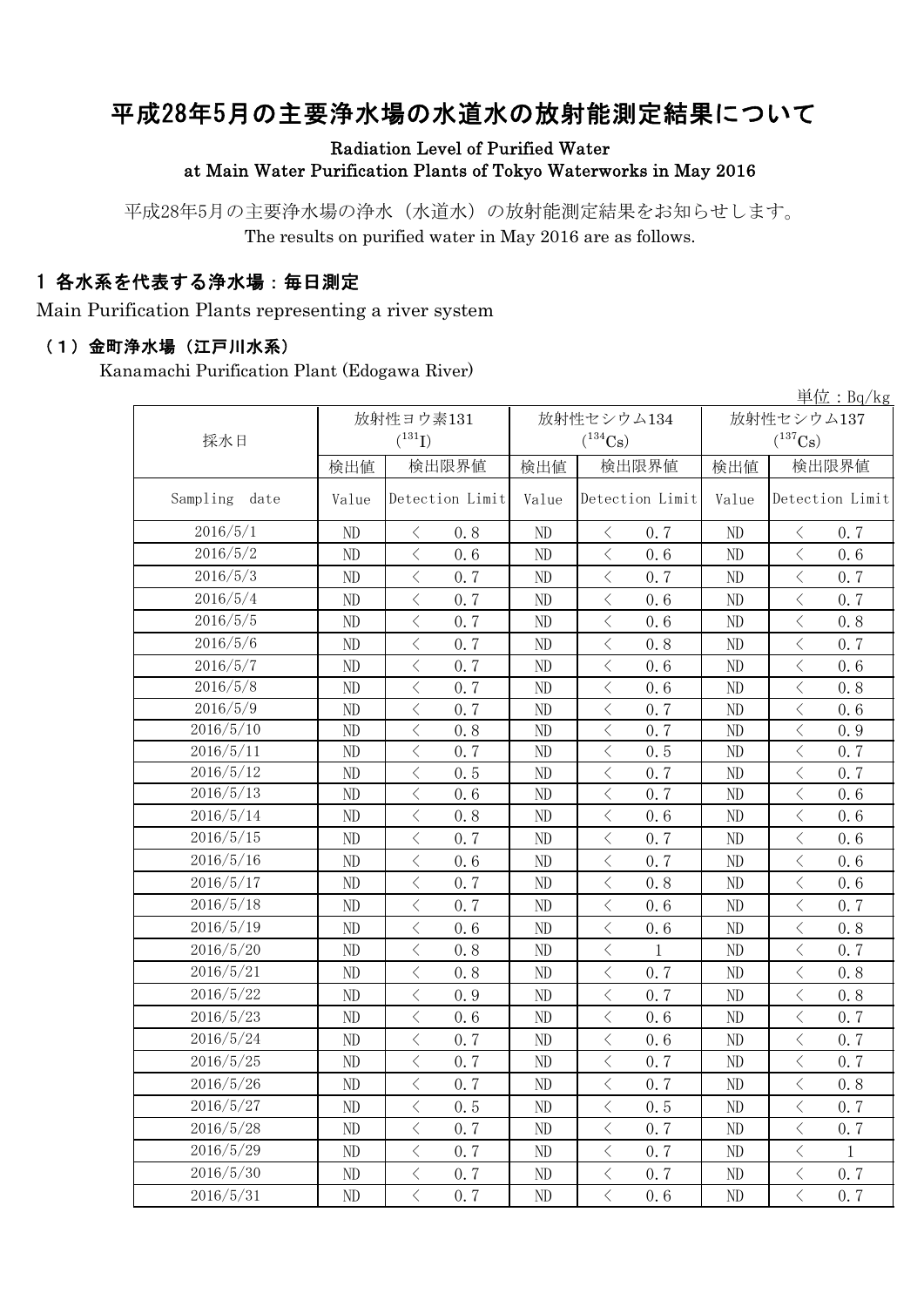# 平成28年5月の主要浄水場の水道水の放射能測定結果について

Radiation Level of Purified Water
at Main Water Purification Plants of Tokyo Waterworks in May 2016

平成28年5月の主要浄水場の浄水（水道水）の放射能測定結果をお知らせします。
The results on purified water in May 2016 are as follows.

## 1 各水系を代表する浄水場：毎日測定

Main Purification Plants representing a river system

### （1）金町浄水場（江戸川水系）

Kanamachi Purification Plant (Edogawa River)

単位：Bq/kg

| 採水日 | 放射性ヨウ素131 ($^{131}$I) | | 放射性セシウム134 ($^{134}$Cs) | | 放射性セシウム137 ($^{137}$Cs) | |
|---|---|---|---|---|---|---|
| | 検出値 | 検出限界値 | 検出値 | 検出限界値 | 検出値 | 検出限界値 |
| Sampling date | Value | Detection Limit | Value | Detection Limit | Value | Detection Limit |
| 2016/5/1 | ND | ＜ 0.8 | ND | ＜ 0.7 | ND | ＜ 0.7 |
| 2016/5/2 | ND | ＜ 0.6 | ND | ＜ 0.6 | ND | ＜ 0.6 |
| 2016/5/3 | ND | ＜ 0.7 | ND | ＜ 0.7 | ND | ＜ 0.7 |
| 2016/5/4 | ND | ＜ 0.7 | ND | ＜ 0.6 | ND | ＜ 0.7 |
| 2016/5/5 | ND | ＜ 0.7 | ND | ＜ 0.6 | ND | ＜ 0.8 |
| 2016/5/6 | ND | ＜ 0.7 | ND | ＜ 0.8 | ND | ＜ 0.7 |
| 2016/5/7 | ND | ＜ 0.7 | ND | ＜ 0.6 | ND | ＜ 0.6 |
| 2016/5/8 | ND | ＜ 0.7 | ND | ＜ 0.6 | ND | ＜ 0.8 |
| 2016/5/9 | ND | ＜ 0.7 | ND | ＜ 0.7 | ND | ＜ 0.6 |
| 2016/5/10 | ND | ＜ 0.8 | ND | ＜ 0.7 | ND | ＜ 0.9 |
| 2016/5/11 | ND | ＜ 0.7 | ND | ＜ 0.5 | ND | ＜ 0.7 |
| 2016/5/12 | ND | ＜ 0.5 | ND | ＜ 0.7 | ND | ＜ 0.7 |
| 2016/5/13 | ND | ＜ 0.6 | ND | ＜ 0.7 | ND | ＜ 0.6 |
| 2016/5/14 | ND | ＜ 0.8 | ND | ＜ 0.6 | ND | ＜ 0.6 |
| 2016/5/15 | ND | ＜ 0.7 | ND | ＜ 0.7 | ND | ＜ 0.6 |
| 2016/5/16 | ND | ＜ 0.6 | ND | ＜ 0.7 | ND | ＜ 0.6 |
| 2016/5/17 | ND | ＜ 0.7 | ND | ＜ 0.8 | ND | ＜ 0.6 |
| 2016/5/18 | ND | ＜ 0.7 | ND | ＜ 0.6 | ND | ＜ 0.7 |
| 2016/5/19 | ND | ＜ 0.6 | ND | ＜ 0.6 | ND | ＜ 0.8 |
| 2016/5/20 | ND | ＜ 0.8 | ND | ＜ 1 | ND | ＜ 0.7 |
| 2016/5/21 | ND | ＜ 0.8 | ND | ＜ 0.7 | ND | ＜ 0.8 |
| 2016/5/22 | ND | ＜ 0.9 | ND | ＜ 0.7 | ND | ＜ 0.8 |
| 2016/5/23 | ND | ＜ 0.6 | ND | ＜ 0.6 | ND | ＜ 0.7 |
| 2016/5/24 | ND | ＜ 0.7 | ND | ＜ 0.6 | ND | ＜ 0.7 |
| 2016/5/25 | ND | ＜ 0.7 | ND | ＜ 0.7 | ND | ＜ 0.7 |
| 2016/5/26 | ND | ＜ 0.7 | ND | ＜ 0.7 | ND | ＜ 0.8 |
| 2016/5/27 | ND | ＜ 0.5 | ND | ＜ 0.5 | ND | ＜ 0.7 |
| 2016/5/28 | ND | ＜ 0.7 | ND | ＜ 0.7 | ND | ＜ 0.7 |
| 2016/5/29 | ND | ＜ 0.7 | ND | ＜ 0.7 | ND | ＜ 1 |
| 2016/5/30 | ND | ＜ 0.7 | ND | ＜ 0.7 | ND | ＜ 0.7 |
| 2016/5/31 | ND | ＜ 0.7 | ND | ＜ 0.6 | ND | ＜ 0.7 |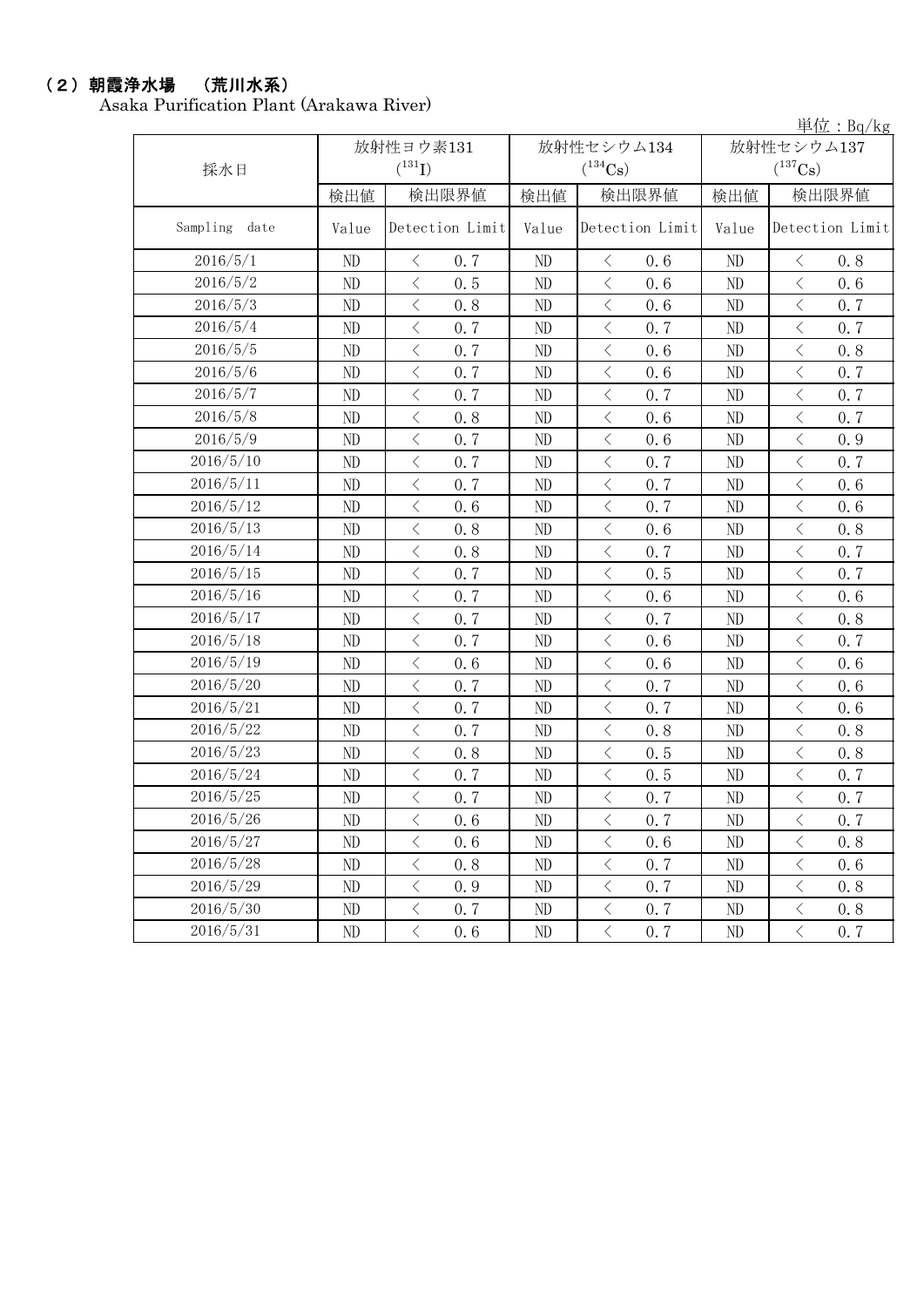## （２）朝霞浄水場　（荒川水系）

Asaka Purification Plant (Arakawa River)

単位：Bq/kg

| 採水日 | 放射性ヨウ素131 ($^{131}$I) | | 放射性セシウム134 ($^{134}$Cs) | | 放射性セシウム137 ($^{137}$Cs) | |
|---|---|---|---|---|---|---|
| | 検出値 | 検出限界値 | 検出値 | 検出限界値 | 検出値 | 検出限界値 |
| Sampling date | Value | Detection Limit | Value | Detection Limit | Value | Detection Limit |
| 2016/5/1 | ND | ＜ 0.7 | ND | ＜ 0.6 | ND | ＜ 0.8 |
| 2016/5/2 | ND | ＜ 0.5 | ND | ＜ 0.6 | ND | ＜ 0.6 |
| 2016/5/3 | ND | ＜ 0.8 | ND | ＜ 0.6 | ND | ＜ 0.7 |
| 2016/5/4 | ND | ＜ 0.7 | ND | ＜ 0.7 | ND | ＜ 0.7 |
| 2016/5/5 | ND | ＜ 0.7 | ND | ＜ 0.6 | ND | ＜ 0.8 |
| 2016/5/6 | ND | ＜ 0.7 | ND | ＜ 0.6 | ND | ＜ 0.7 |
| 2016/5/7 | ND | ＜ 0.7 | ND | ＜ 0.7 | ND | ＜ 0.7 |
| 2016/5/8 | ND | ＜ 0.8 | ND | ＜ 0.6 | ND | ＜ 0.7 |
| 2016/5/9 | ND | ＜ 0.7 | ND | ＜ 0.6 | ND | ＜ 0.9 |
| 2016/5/10 | ND | ＜ 0.7 | ND | ＜ 0.7 | ND | ＜ 0.7 |
| 2016/5/11 | ND | ＜ 0.7 | ND | ＜ 0.7 | ND | ＜ 0.6 |
| 2016/5/12 | ND | ＜ 0.6 | ND | ＜ 0.7 | ND | ＜ 0.6 |
| 2016/5/13 | ND | ＜ 0.8 | ND | ＜ 0.6 | ND | ＜ 0.8 |
| 2016/5/14 | ND | ＜ 0.8 | ND | ＜ 0.7 | ND | ＜ 0.7 |
| 2016/5/15 | ND | ＜ 0.7 | ND | ＜ 0.5 | ND | ＜ 0.7 |
| 2016/5/16 | ND | ＜ 0.7 | ND | ＜ 0.6 | ND | ＜ 0.6 |
| 2016/5/17 | ND | ＜ 0.7 | ND | ＜ 0.7 | ND | ＜ 0.8 |
| 2016/5/18 | ND | ＜ 0.7 | ND | ＜ 0.6 | ND | ＜ 0.7 |
| 2016/5/19 | ND | ＜ 0.6 | ND | ＜ 0.6 | ND | ＜ 0.6 |
| 2016/5/20 | ND | ＜ 0.7 | ND | ＜ 0.7 | ND | ＜ 0.6 |
| 2016/5/21 | ND | ＜ 0.7 | ND | ＜ 0.7 | ND | ＜ 0.6 |
| 2016/5/22 | ND | ＜ 0.7 | ND | ＜ 0.8 | ND | ＜ 0.8 |
| 2016/5/23 | ND | ＜ 0.8 | ND | ＜ 0.5 | ND | ＜ 0.8 |
| 2016/5/24 | ND | ＜ 0.7 | ND | ＜ 0.5 | ND | ＜ 0.7 |
| 2016/5/25 | ND | ＜ 0.7 | ND | ＜ 0.7 | ND | ＜ 0.7 |
| 2016/5/26 | ND | ＜ 0.6 | ND | ＜ 0.7 | ND | ＜ 0.7 |
| 2016/5/27 | ND | ＜ 0.6 | ND | ＜ 0.6 | ND | ＜ 0.8 |
| 2016/5/28 | ND | ＜ 0.8 | ND | ＜ 0.7 | ND | ＜ 0.6 |
| 2016/5/29 | ND | ＜ 0.9 | ND | ＜ 0.7 | ND | ＜ 0.8 |
| 2016/5/30 | ND | ＜ 0.7 | ND | ＜ 0.7 | ND | ＜ 0.8 |
| 2016/5/31 | ND | ＜ 0.6 | ND | ＜ 0.7 | ND | ＜ 0.7 |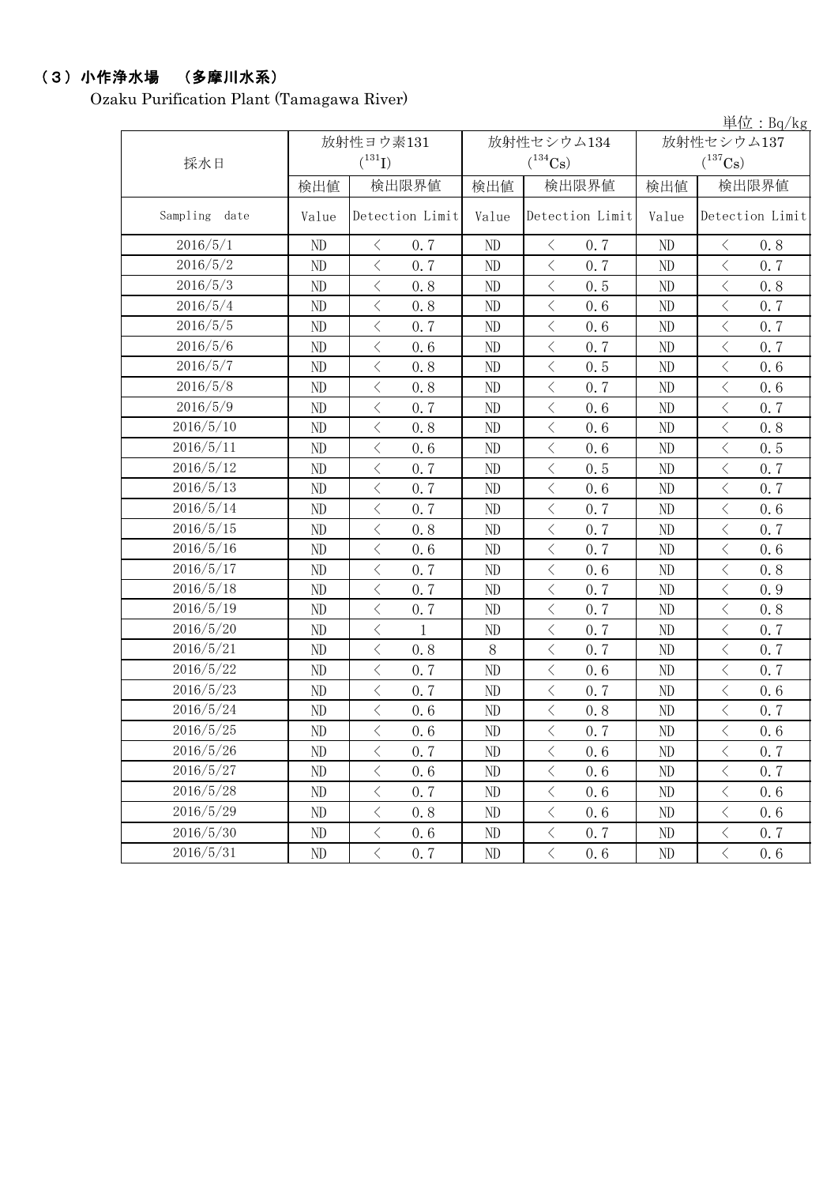## （3）小作浄水場　（多摩川水系）

Ozaku Purification Plant (Tamagawa River)

単位：Bq/kg

| 採水日 | 放射性ヨウ素131 ($^{131}I$) | | 放射性セシウム134 ($^{134}Cs$) | | 放射性セシウム137 ($^{137}Cs$) | |
|---|---|---|---|---|---|---|
| | 検出値 | 検出限界値 | 検出値 | 検出限界値 | 検出値 | 検出限界値 |
| Sampling date | Value | Detection Limit | Value | Detection Limit | Value | Detection Limit |
| 2016/5/1 | ND | ＜ 0.7 | ND | ＜ 0.7 | ND | ＜ 0.8 |
| 2016/5/2 | ND | ＜ 0.7 | ND | ＜ 0.7 | ND | ＜ 0.7 |
| 2016/5/3 | ND | ＜ 0.8 | ND | ＜ 0.5 | ND | ＜ 0.8 |
| 2016/5/4 | ND | ＜ 0.8 | ND | ＜ 0.6 | ND | ＜ 0.7 |
| 2016/5/5 | ND | ＜ 0.7 | ND | ＜ 0.6 | ND | ＜ 0.7 |
| 2016/5/6 | ND | ＜ 0.6 | ND | ＜ 0.7 | ND | ＜ 0.7 |
| 2016/5/7 | ND | ＜ 0.8 | ND | ＜ 0.5 | ND | ＜ 0.6 |
| 2016/5/8 | ND | ＜ 0.8 | ND | ＜ 0.7 | ND | ＜ 0.6 |
| 2016/5/9 | ND | ＜ 0.7 | ND | ＜ 0.6 | ND | ＜ 0.7 |
| 2016/5/10 | ND | ＜ 0.8 | ND | ＜ 0.6 | ND | ＜ 0.8 |
| 2016/5/11 | ND | ＜ 0.6 | ND | ＜ 0.6 | ND | ＜ 0.5 |
| 2016/5/12 | ND | ＜ 0.7 | ND | ＜ 0.5 | ND | ＜ 0.7 |
| 2016/5/13 | ND | ＜ 0.7 | ND | ＜ 0.6 | ND | ＜ 0.7 |
| 2016/5/14 | ND | ＜ 0.7 | ND | ＜ 0.7 | ND | ＜ 0.6 |
| 2016/5/15 | ND | ＜ 0.8 | ND | ＜ 0.7 | ND | ＜ 0.7 |
| 2016/5/16 | ND | ＜ 0.6 | ND | ＜ 0.7 | ND | ＜ 0.6 |
| 2016/5/17 | ND | ＜ 0.7 | ND | ＜ 0.6 | ND | ＜ 0.8 |
| 2016/5/18 | ND | ＜ 0.7 | ND | ＜ 0.7 | ND | ＜ 0.9 |
| 2016/5/19 | ND | ＜ 0.7 | ND | ＜ 0.7 | ND | ＜ 0.8 |
| 2016/5/20 | ND | ＜ 1 | ND | ＜ 0.7 | ND | ＜ 0.7 |
| 2016/5/21 | ND | ＜ 0.8 | 8 | ＜ 0.7 | ND | ＜ 0.7 |
| 2016/5/22 | ND | ＜ 0.7 | ND | ＜ 0.6 | ND | ＜ 0.7 |
| 2016/5/23 | ND | ＜ 0.7 | ND | ＜ 0.7 | ND | ＜ 0.6 |
| 2016/5/24 | ND | ＜ 0.6 | ND | ＜ 0.8 | ND | ＜ 0.7 |
| 2016/5/25 | ND | ＜ 0.6 | ND | ＜ 0.7 | ND | ＜ 0.6 |
| 2016/5/26 | ND | ＜ 0.7 | ND | ＜ 0.6 | ND | ＜ 0.7 |
| 2016/5/27 | ND | ＜ 0.6 | ND | ＜ 0.6 | ND | ＜ 0.7 |
| 2016/5/28 | ND | ＜ 0.7 | ND | ＜ 0.6 | ND | ＜ 0.6 |
| 2016/5/29 | ND | ＜ 0.8 | ND | ＜ 0.6 | ND | ＜ 0.6 |
| 2016/5/30 | ND | ＜ 0.6 | ND | ＜ 0.7 | ND | ＜ 0.7 |
| 2016/5/31 | ND | ＜ 0.7 | ND | ＜ 0.6 | ND | ＜ 0.6 |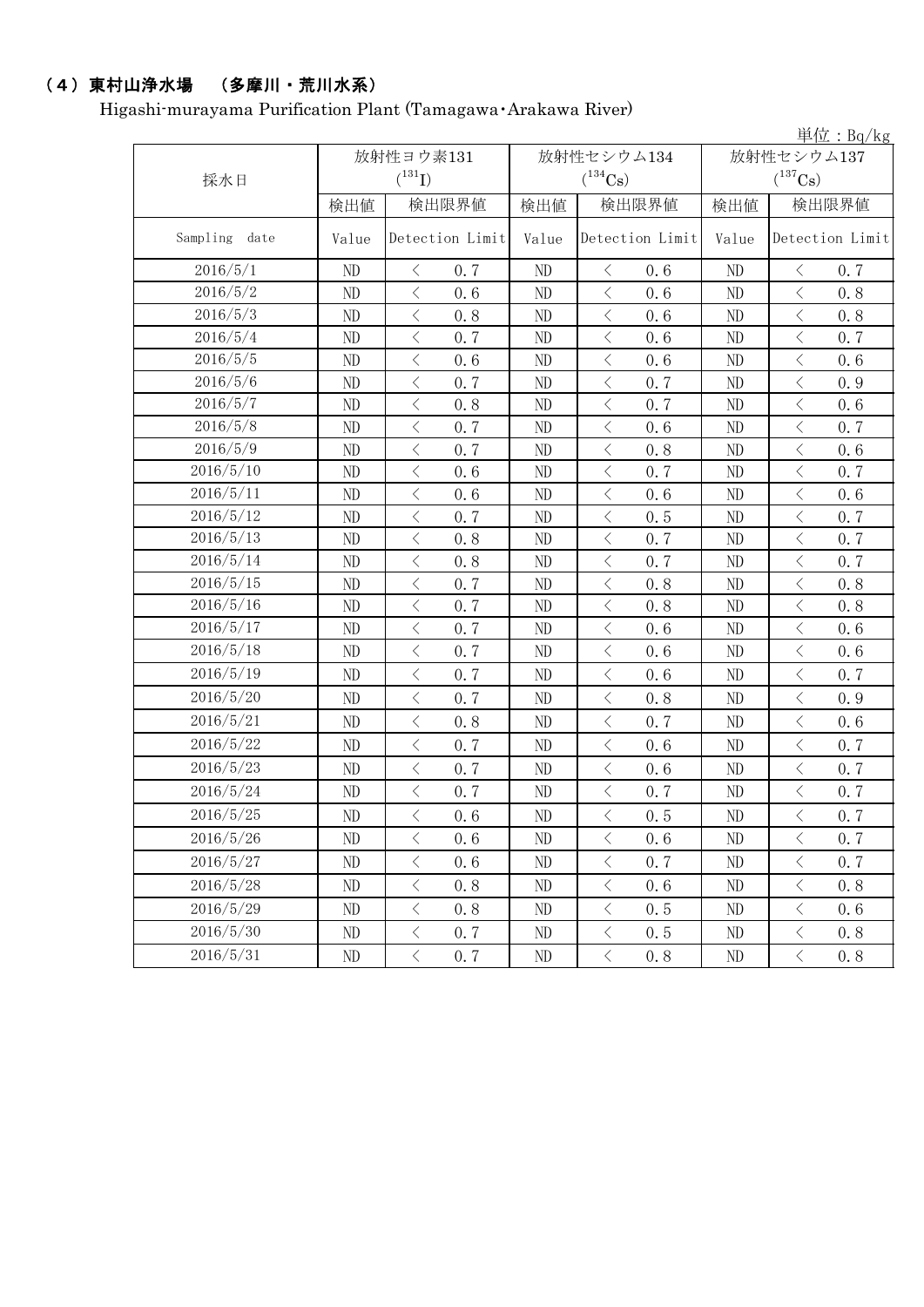## （4）東村山浄水場　（多摩川・荒川水系）

Higashi-murayama Purification Plant (Tamagawa･Arakawa River)

単位：Bq/kg

| 採水日 | 放射性ヨウ素131 ($^{131}I$) | | 放射性セシウム134 ($^{134}Cs$) | | 放射性セシウム137 ($^{137}Cs$) | |
|---|---|---|---|---|---|---|
| | 検出値 | 検出限界値 | 検出値 | 検出限界値 | 検出値 | 検出限界値 |
| Sampling date | Value | Detection Limit | Value | Detection Limit | Value | Detection Limit |
| 2016/5/1 | ND | ＜ 0.7 | ND | ＜ 0.6 | ND | ＜ 0.7 |
| 2016/5/2 | ND | ＜ 0.6 | ND | ＜ 0.6 | ND | ＜ 0.8 |
| 2016/5/3 | ND | ＜ 0.8 | ND | ＜ 0.6 | ND | ＜ 0.8 |
| 2016/5/4 | ND | ＜ 0.7 | ND | ＜ 0.6 | ND | ＜ 0.7 |
| 2016/5/5 | ND | ＜ 0.6 | ND | ＜ 0.6 | ND | ＜ 0.6 |
| 2016/5/6 | ND | ＜ 0.7 | ND | ＜ 0.7 | ND | ＜ 0.9 |
| 2016/5/7 | ND | ＜ 0.8 | ND | ＜ 0.7 | ND | ＜ 0.6 |
| 2016/5/8 | ND | ＜ 0.7 | ND | ＜ 0.6 | ND | ＜ 0.7 |
| 2016/5/9 | ND | ＜ 0.7 | ND | ＜ 0.8 | ND | ＜ 0.6 |
| 2016/5/10 | ND | ＜ 0.6 | ND | ＜ 0.7 | ND | ＜ 0.7 |
| 2016/5/11 | ND | ＜ 0.6 | ND | ＜ 0.6 | ND | ＜ 0.6 |
| 2016/5/12 | ND | ＜ 0.7 | ND | ＜ 0.5 | ND | ＜ 0.7 |
| 2016/5/13 | ND | ＜ 0.8 | ND | ＜ 0.7 | ND | ＜ 0.7 |
| 2016/5/14 | ND | ＜ 0.8 | ND | ＜ 0.7 | ND | ＜ 0.7 |
| 2016/5/15 | ND | ＜ 0.7 | ND | ＜ 0.8 | ND | ＜ 0.8 |
| 2016/5/16 | ND | ＜ 0.7 | ND | ＜ 0.8 | ND | ＜ 0.8 |
| 2016/5/17 | ND | ＜ 0.7 | ND | ＜ 0.6 | ND | ＜ 0.6 |
| 2016/5/18 | ND | ＜ 0.7 | ND | ＜ 0.6 | ND | ＜ 0.6 |
| 2016/5/19 | ND | ＜ 0.7 | ND | ＜ 0.6 | ND | ＜ 0.7 |
| 2016/5/20 | ND | ＜ 0.7 | ND | ＜ 0.8 | ND | ＜ 0.9 |
| 2016/5/21 | ND | ＜ 0.8 | ND | ＜ 0.7 | ND | ＜ 0.6 |
| 2016/5/22 | ND | ＜ 0.7 | ND | ＜ 0.6 | ND | ＜ 0.7 |
| 2016/5/23 | ND | ＜ 0.7 | ND | ＜ 0.6 | ND | ＜ 0.7 |
| 2016/5/24 | ND | ＜ 0.7 | ND | ＜ 0.7 | ND | ＜ 0.7 |
| 2016/5/25 | ND | ＜ 0.6 | ND | ＜ 0.5 | ND | ＜ 0.7 |
| 2016/5/26 | ND | ＜ 0.6 | ND | ＜ 0.6 | ND | ＜ 0.7 |
| 2016/5/27 | ND | ＜ 0.6 | ND | ＜ 0.7 | ND | ＜ 0.7 |
| 2016/5/28 | ND | ＜ 0.8 | ND | ＜ 0.6 | ND | ＜ 0.8 |
| 2016/5/29 | ND | ＜ 0.8 | ND | ＜ 0.5 | ND | ＜ 0.6 |
| 2016/5/30 | ND | ＜ 0.7 | ND | ＜ 0.5 | ND | ＜ 0.8 |
| 2016/5/31 | ND | ＜ 0.7 | ND | ＜ 0.8 | ND | ＜ 0.8 |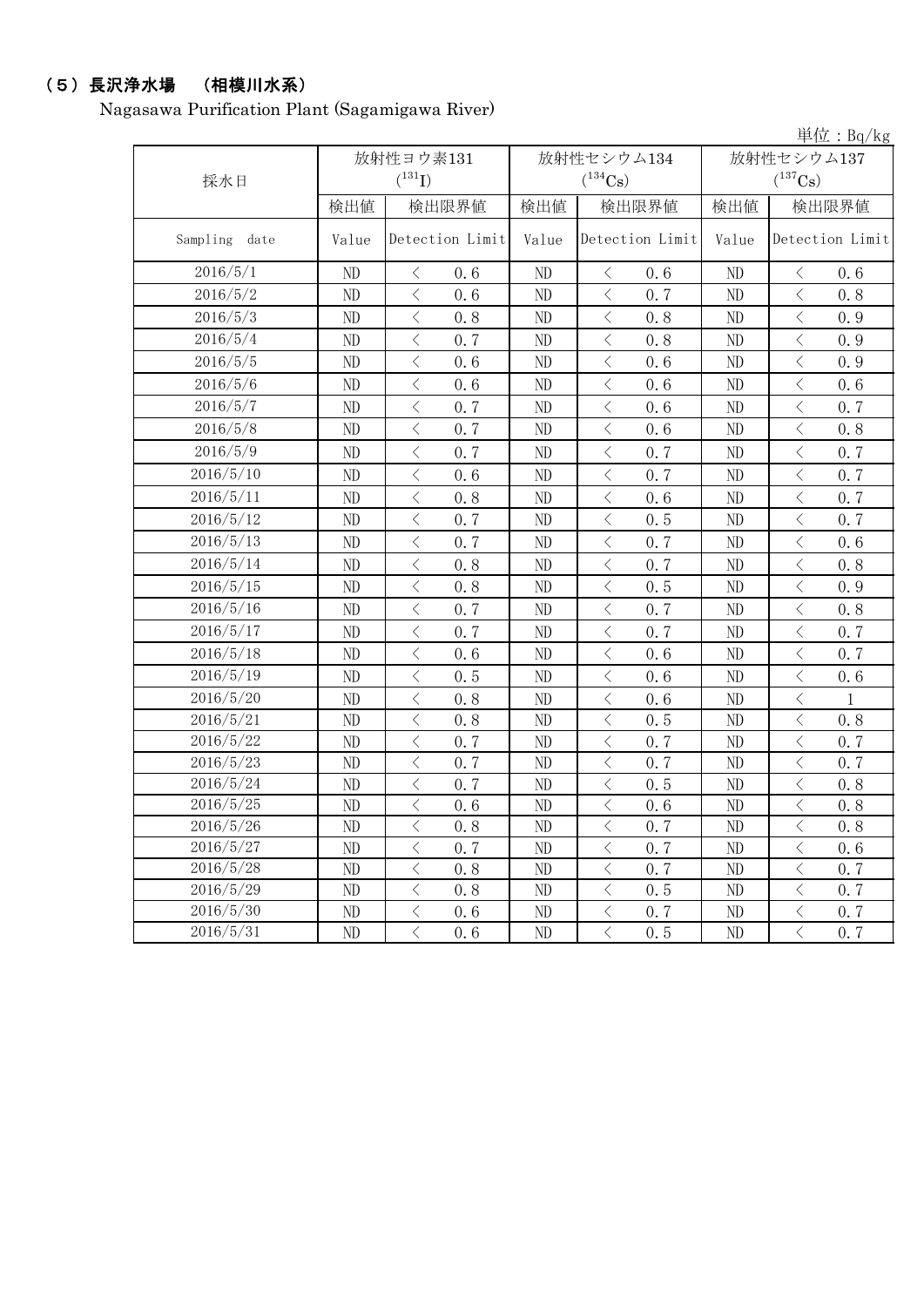## （５）長沢浄水場　（相模川水系）

Nagasawa Purification Plant (Sagamigawa River)

単位：Bq/kg

| 採水日 | 放射性ヨウ素131 ($^{131}I$) | | 放射性セシウム134 ($^{134}Cs$) | | 放射性セシウム137 ($^{137}Cs$) | |
|---|---|---|---|---|---|---|
| | 検出値 | 検出限界値 | 検出値 | 検出限界値 | 検出値 | 検出限界値 |
| Sampling date | Value | Detection Limit | Value | Detection Limit | Value | Detection Limit |
| 2016/5/1 | ND | ＜ 0.6 | ND | ＜ 0.6 | ND | ＜ 0.6 |
| 2016/5/2 | ND | ＜ 0.6 | ND | ＜ 0.7 | ND | ＜ 0.8 |
| 2016/5/3 | ND | ＜ 0.8 | ND | ＜ 0.8 | ND | ＜ 0.9 |
| 2016/5/4 | ND | ＜ 0.7 | ND | ＜ 0.8 | ND | ＜ 0.9 |
| 2016/5/5 | ND | ＜ 0.6 | ND | ＜ 0.6 | ND | ＜ 0.9 |
| 2016/5/6 | ND | ＜ 0.6 | ND | ＜ 0.6 | ND | ＜ 0.6 |
| 2016/5/7 | ND | ＜ 0.7 | ND | ＜ 0.6 | ND | ＜ 0.7 |
| 2016/5/8 | ND | ＜ 0.7 | ND | ＜ 0.6 | ND | ＜ 0.8 |
| 2016/5/9 | ND | ＜ 0.7 | ND | ＜ 0.7 | ND | ＜ 0.7 |
| 2016/5/10 | ND | ＜ 0.6 | ND | ＜ 0.7 | ND | ＜ 0.7 |
| 2016/5/11 | ND | ＜ 0.8 | ND | ＜ 0.6 | ND | ＜ 0.7 |
| 2016/5/12 | ND | ＜ 0.7 | ND | ＜ 0.5 | ND | ＜ 0.7 |
| 2016/5/13 | ND | ＜ 0.7 | ND | ＜ 0.7 | ND | ＜ 0.6 |
| 2016/5/14 | ND | ＜ 0.8 | ND | ＜ 0.7 | ND | ＜ 0.8 |
| 2016/5/15 | ND | ＜ 0.8 | ND | ＜ 0.5 | ND | ＜ 0.9 |
| 2016/5/16 | ND | ＜ 0.7 | ND | ＜ 0.7 | ND | ＜ 0.8 |
| 2016/5/17 | ND | ＜ 0.7 | ND | ＜ 0.7 | ND | ＜ 0.7 |
| 2016/5/18 | ND | ＜ 0.6 | ND | ＜ 0.6 | ND | ＜ 0.7 |
| 2016/5/19 | ND | ＜ 0.5 | ND | ＜ 0.6 | ND | ＜ 0.6 |
| 2016/5/20 | ND | ＜ 0.8 | ND | ＜ 0.6 | ND | ＜ 1 |
| 2016/5/21 | ND | ＜ 0.8 | ND | ＜ 0.5 | ND | ＜ 0.8 |
| 2016/5/22 | ND | ＜ 0.7 | ND | ＜ 0.7 | ND | ＜ 0.7 |
| 2016/5/23 | ND | ＜ 0.7 | ND | ＜ 0.7 | ND | ＜ 0.7 |
| 2016/5/24 | ND | ＜ 0.7 | ND | ＜ 0.5 | ND | ＜ 0.8 |
| 2016/5/25 | ND | ＜ 0.6 | ND | ＜ 0.6 | ND | ＜ 0.8 |
| 2016/5/26 | ND | ＜ 0.8 | ND | ＜ 0.7 | ND | ＜ 0.8 |
| 2016/5/27 | ND | ＜ 0.7 | ND | ＜ 0.7 | ND | ＜ 0.6 |
| 2016/5/28 | ND | ＜ 0.8 | ND | ＜ 0.7 | ND | ＜ 0.7 |
| 2016/5/29 | ND | ＜ 0.8 | ND | ＜ 0.5 | ND | ＜ 0.7 |
| 2016/5/30 | ND | ＜ 0.6 | ND | ＜ 0.7 | ND | ＜ 0.7 |
| 2016/5/31 | ND | ＜ 0.6 | ND | ＜ 0.5 | ND | ＜ 0.7 |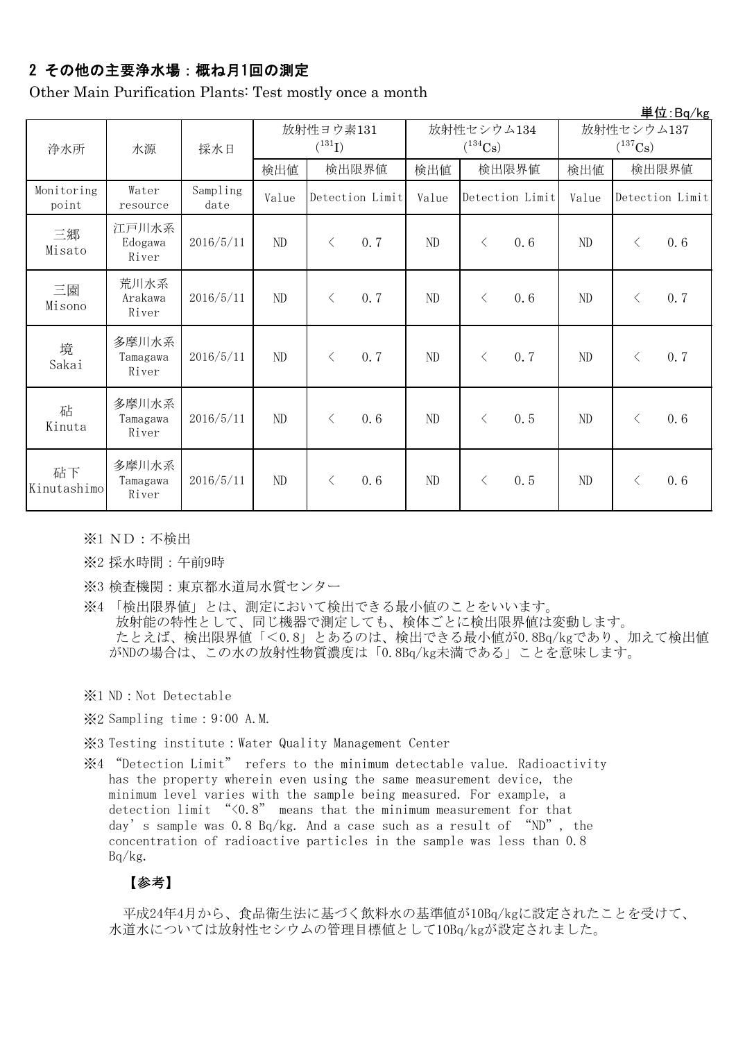## 2 その他の主要浄水場：概ね月1回の測定

Other Main Purification Plants: Test mostly once a month

単位：Bq/kg

| 浄水所 | 水源 | 採水日 | 放射性ヨウ素131 ($^{131}I$) | | 放射性セシウム134 ($^{134}Cs$) | | 放射性セシウム137 ($^{137}Cs$) | |
|---|---|---|---|---|---|---|---|---|
| | | | 検出値 | 検出限界値 | 検出値 | 検出限界値 | 検出値 | 検出限界値 |
| Monitoring point | Water resource | Sampling date | Value | Detection Limit | Value | Detection Limit | Value | Detection Limit |
| 三郷 Misato | 江戸川水系 Edogawa River | 2016/5/11 | ND | ＜ 0.7 | ND | ＜ 0.6 | ND | ＜ 0.6 |
| 三園 Misono | 荒川水系 Arakawa River | 2016/5/11 | ND | ＜ 0.7 | ND | ＜ 0.6 | ND | ＜ 0.7 |
| 境 Sakai | 多摩川水系 Tamagawa River | 2016/5/11 | ND | ＜ 0.7 | ND | ＜ 0.7 | ND | ＜ 0.7 |
| 砧 Kinuta | 多摩川水系 Tamagawa River | 2016/5/11 | ND | ＜ 0.6 | ND | ＜ 0.5 | ND | ＜ 0.6 |
| 砧下 Kinutashimo | 多摩川水系 Tamagawa River | 2016/5/11 | ND | ＜ 0.6 | ND | ＜ 0.5 | ND | ＜ 0.6 |

※1 ＮＤ：不検出

※2 採水時間：午前9時

※3 検査機関：東京都水道局水質センター

※4 「検出限界値」とは、測定において検出できる最小値のことをいいます。
放射能の特性として、同じ機器で測定しても、検体ごとに検出限界値は変動します。
たとえば、検出限界値「<0.8」とあるのは、検出できる最小値が0.8Bq/kgであり、加えて検出値がNDの場合は、この水の放射性物質濃度は「0.8Bq/kg未満である」ことを意味します。

※1 ND：Not Detectable

※2 Sampling time：9:00 A.M.

※3 Testing institute：Water Quality Management Center

※4 "Detection Limit" refers to the minimum detectable value. Radioactivity has the property wherein even using the same measurement device, the minimum level varies with the sample being measured. For example, a detection limit "<0.8" means that the minimum measurement for that day's sample was 0.8 Bq/kg. And a case such as a result of "ND", the concentration of radioactive particles in the sample was less than 0.8 Bq/kg.

**【参考】**

平成24年4月から、食品衛生法に基づく飲料水の基準値が10Bq/kgに設定されたことを受けて、水道水については放射性セシウムの管理目標値として10Bq/kgが設定されました。